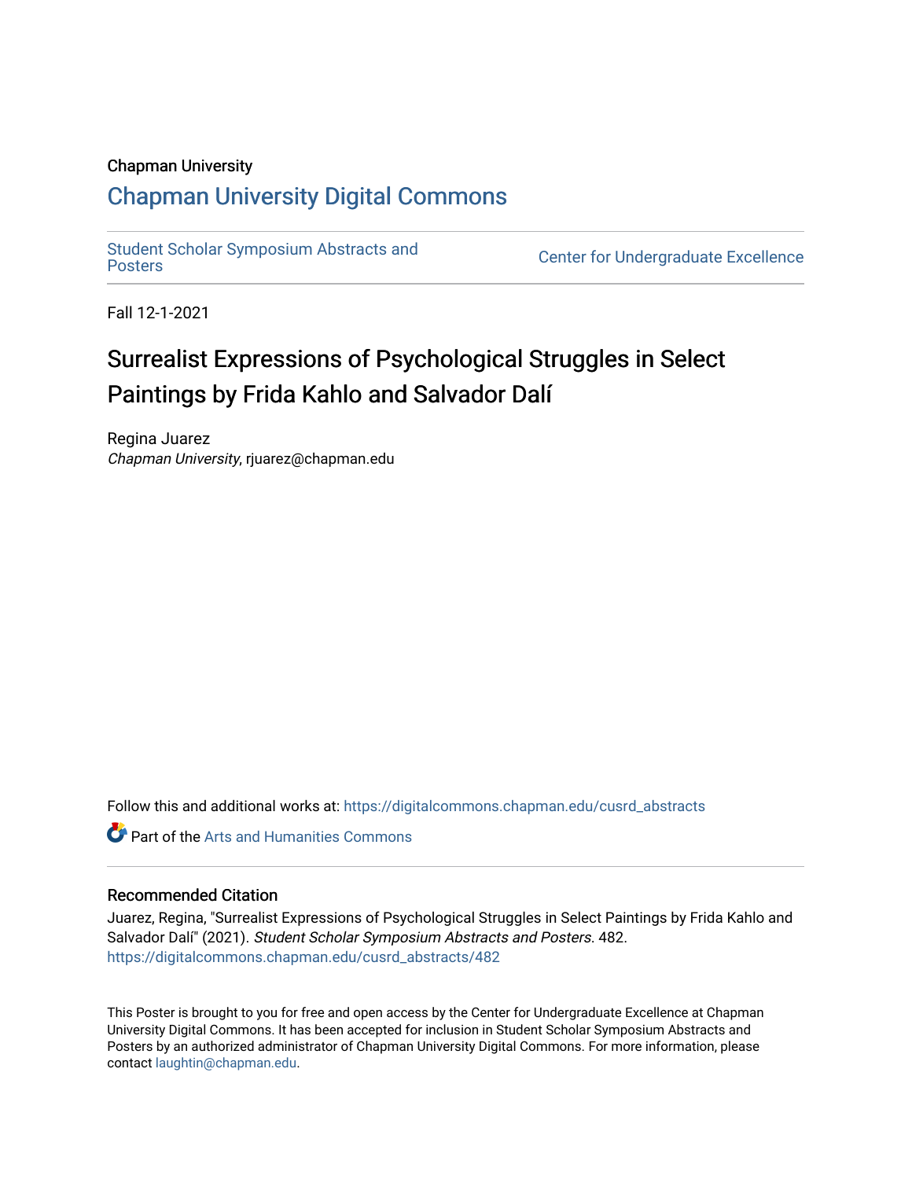Chapman University

## Chapman University Digital Commons

Student Scholar Symposium Abstracts and Posters

Center for Undergraduate Excellence

Fall 12-1-2021

# Surrealist Expressions of Psychological Struggles in Select Paintings by Frida Kahlo and Salvador Dalí

Regina Juarez
*Chapman University*, rjuarez@chapman.edu

Follow this and additional works at: https://digitalcommons.chapman.edu/cusrd_abstracts

Part of the Arts and Humanities Commons

### Recommended Citation

Juarez, Regina, "Surrealist Expressions of Psychological Struggles in Select Paintings by Frida Kahlo and Salvador Dalí" (2021). *Student Scholar Symposium Abstracts and Posters*. 482.
https://digitalcommons.chapman.edu/cusrd_abstracts/482

This Poster is brought to you for free and open access by the Center for Undergraduate Excellence at Chapman University Digital Commons. It has been accepted for inclusion in Student Scholar Symposium Abstracts and Posters by an authorized administrator of Chapman University Digital Commons. For more information, please contact laughtin@chapman.edu.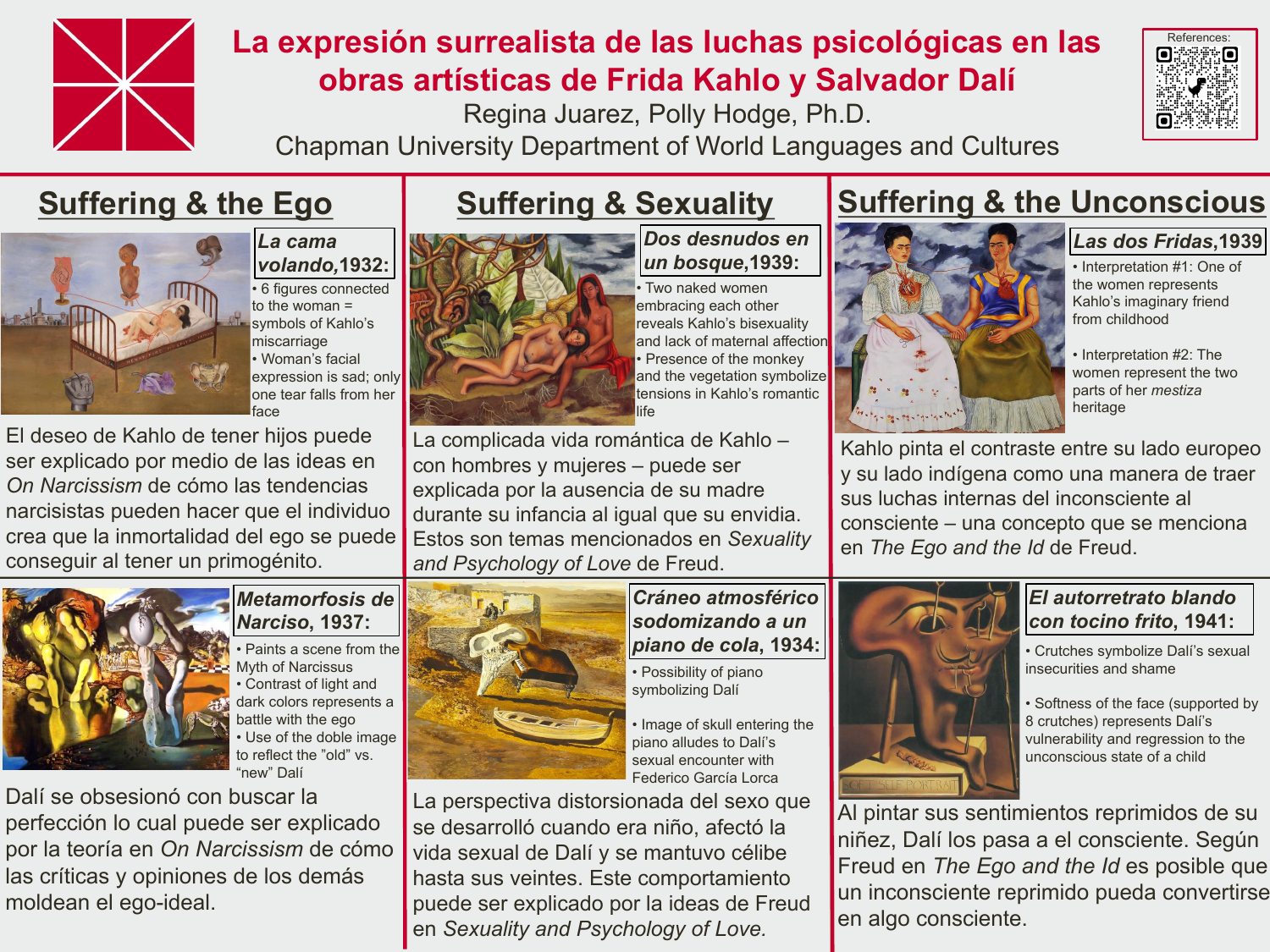# La expresión surrealista de las luchas psicológicas en las obras artísticas de Frida Kahlo y Salvador Dalí

Regina Juarez, Polly Hodge, Ph.D.

Chapman University Department of World Languages and Cultures

References:

## Suffering & the Ego

### *La cama volando*, 1932:

- 6 figures connected to the woman = symbols of Kahlo's miscarriage
- Woman's facial expression is sad; only one tear falls from her face

El deseo de Kahlo de tener hijos puede ser explicado por medio de las ideas en *On Narcissism* de cómo las tendencias narcisistas pueden hacer que el individuo crea que la inmortalidad del ego se puede conseguir al tener un primogénito.

### *Metamorfosis de Narciso*, 1937:

- Paints a scene from the Myth of Narcissus
- Contrast of light and dark colors represents a battle with the ego
- Use of the doble image to reflect the "old" vs. "new" Dalí

Dalí se obsesionó con buscar la perfección lo cual puede ser explicado por la teoría en *On Narcissism* de cómo las críticas y opiniones de los demás moldean el ego-ideal.

## Suffering & Sexuality

### *Dos desnudos en un bosque*, 1939:

- Two naked women embracing each other reveals Kahlo's bisexuality and lack of maternal affection
- Presence of the monkey and the vegetation symbolize tensions in Kahlo's romantic life

La complicada vida romántica de Kahlo – con hombres y mujeres – puede ser explicada por la ausencia de su madre durante su infancia al igual que su envidia. Estos son temas mencionados en *Sexuality and Psychology of Love* de Freud.

### *Cráneo atmosférico sodomizando a un piano de cola*, 1934:

- Possibility of piano symbolizing Dalí
- Image of skull entering the piano alludes to Dalí's sexual encounter with Federico García Lorca

La perspectiva distorsionada del sexo que se desarrolló cuando era niño, afectó la vida sexual de Dalí y se mantuvo célibe hasta sus veintes. Este comportamiento puede ser explicado por la ideas de Freud en *Sexuality and Psychology of Love.*

## Suffering & the Unconscious

### *Las dos Fridas*, 1939

- Interpretation #1: One of the women represents Kahlo's imaginary friend from childhood
- Interpretation #2: The women represent the two parts of her *mestiza* heritage

Kahlo pinta el contraste entre su lado europeo y su lado indígena como una manera de traer sus luchas internas del inconsciente al consciente – una concepto que se menciona en *The Ego and the Id* de Freud.

### *El autorretrato blando con tocino frito*, 1941:

- Crutches symbolize Dalí's sexual insecurities and shame
- Softness of the face (supported by 8 crutches) represents Dalí's vulnerability and regression to the unconscious state of a child

Al pintar sus sentimientos reprimidos de su niñez, Dalí los pasa a el consciente. Según Freud en *The Ego and the Id* es posible que un inconsciente reprimido pueda convertirse en algo consciente.